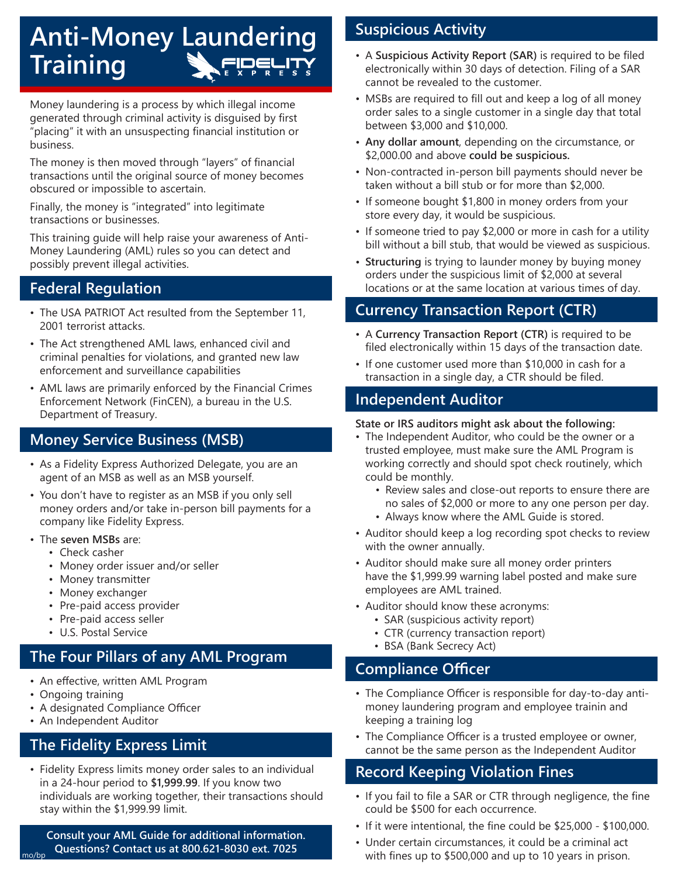# Anti-Money Laundering Training

FIDELITY EXPRESS

Money laundering is a process by which illegal income generated through criminal activity is disguised by first "placing" it with an unsuspecting financial institution or business.

The money is then moved through "layers" of financial transactions until the original source of money becomes obscured or impossible to ascertain.

Finally, the money is "integrated" into legitimate transactions or businesses.

This training guide will help raise your awareness of Anti-Money Laundering (AML) rules so you can detect and possibly prevent illegal activities.

## Federal Regulation

- The USA PATRIOT Act resulted from the September 11, 2001 terrorist attacks.
- The Act strengthened AML laws, enhanced civil and criminal penalties for violations, and granted new law enforcement and surveillance capabilities
- AML laws are primarily enforced by the Financial Crimes Enforcement Network (FinCEN), a bureau in the U.S. Department of Treasury.

## Money Service Business (MSB)

- As a Fidelity Express Authorized Delegate, you are an agent of an MSB as well as an MSB yourself.
- You don't have to register as an MSB if you only sell money orders and/or take in-person bill payments for a company like Fidelity Express.
- The **seven MSBs** are:
  - Check casher
  - Money order issuer and/or seller
  - Money transmitter
  - Money exchanger
  - Pre-paid access provider
  - Pre-paid access seller
  - U.S. Postal Service

## The Four Pillars of any AML Program

- An effective, written AML Program
- Ongoing training
- A designated Compliance Officer
- An Independent Auditor

## The Fidelity Express Limit

- Fidelity Express limits money order sales to an individual in a 24-hour period to **$1,999.99**. If you know two individuals are working together, their transactions should stay within the $1,999.99 limit.

**Consult your AML Guide for additional information.**
**Questions? Contact us at 800.621-8030 ext. 7025**

mo/bp

## Suspicious Activity

- A **Suspicious Activity Report (SAR)** is required to be filed electronically within 30 days of detection. Filing of a SAR cannot be revealed to the customer.
- MSBs are required to fill out and keep a log of all money order sales to a single customer in a single day that total between $3,000 and $10,000.
- **Any dollar amount**, depending on the circumstance, or $2,000.00 and above **could be suspicious.**
- Non-contracted in-person bill payments should never be taken without a bill stub or for more than $2,000.
- If someone bought $1,800 in money orders from your store every day, it would be suspicious.
- If someone tried to pay $2,000 or more in cash for a utility bill without a bill stub, that would be viewed as suspicious.
- **Structuring** is trying to launder money by buying money orders under the suspicious limit of $2,000 at several locations or at the same location at various times of day.

## Currency Transaction Report (CTR)

- A **Currency Transaction Report (CTR)** is required to be filed electronically within 15 days of the transaction date.
- If one customer used more than $10,000 in cash for a transaction in a single day, a CTR should be filed.

## Independent Auditor

**State or IRS auditors might ask about the following:**

- The Independent Auditor, who could be the owner or a trusted employee, must make sure the AML Program is working correctly and should spot check routinely, which could be monthly.
  - Review sales and close-out reports to ensure there are no sales of $2,000 or more to any one person per day.
  - Always know where the AML Guide is stored.
- Auditor should keep a log recording spot checks to review with the owner annually.
- Auditor should make sure all money order printers have the $1,999.99 warning label posted and make sure employees are AML trained.
- Auditor should know these acronyms:
  - SAR (suspicious activity report)
  - CTR (currency transaction report)
  - BSA (Bank Secrecy Act)

## Compliance Officer

- The Compliance Officer is responsible for day-to-day anti-money laundering program and employee trainin and keeping a training log
- The Compliance Officer is a trusted employee or owner, cannot be the same person as the Independent Auditor

## Record Keeping Violation Fines

- If you fail to file a SAR or CTR through negligence, the fine could be $500 for each occurrence.
- If it were intentional, the fine could be $25,000 - $100,000.
- Under certain circumstances, it could be a criminal act with fines up to $500,000 and up to 10 years in prison.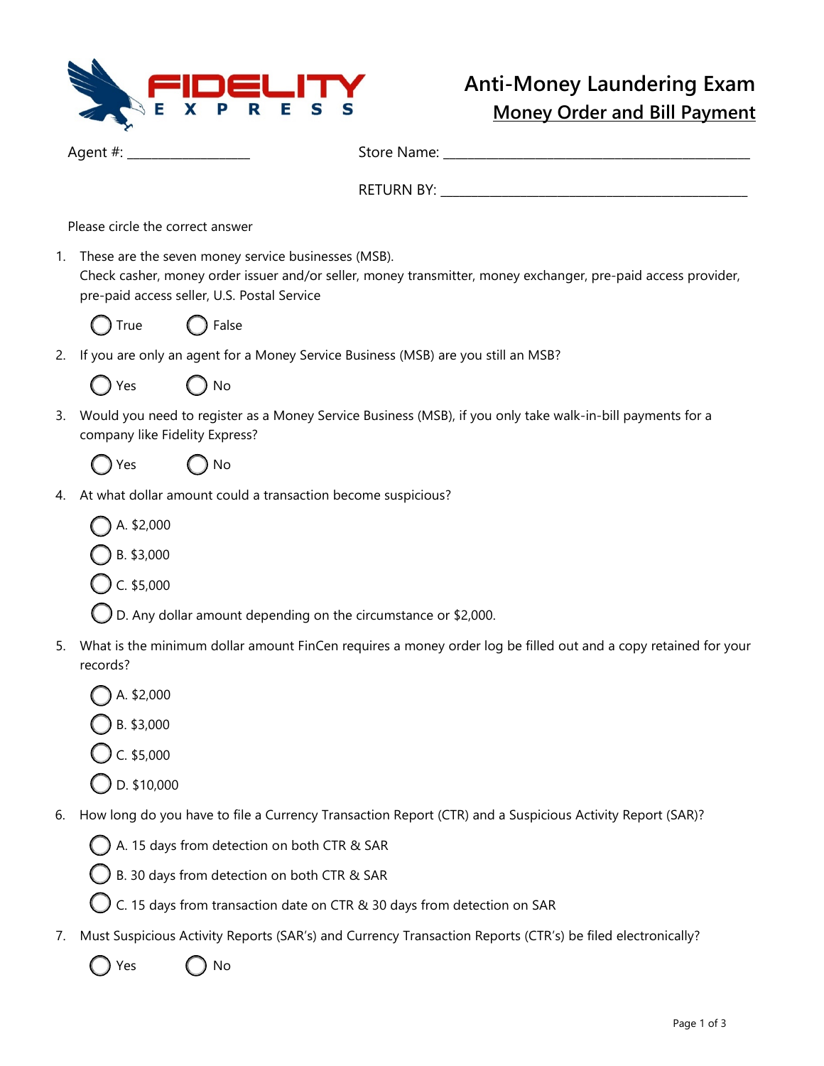# Anti-Money Laundering Exam

## Money Order and Bill Payment

Agent #: ___________________ Store Name: ________________________________________________

RETURN BY: ________________________________________________

Please circle the correct answer

1. These are the seven money service businesses (MSB).
   Check casher, money order issuer and/or seller, money transmitter, money exchanger, pre-paid access provider, pre-paid access seller, U.S. Postal Service

   ◯ True ◯ False

2. If you are only an agent for a Money Service Business (MSB) are you still an MSB?

   ◯ Yes ◯ No

3. Would you need to register as a Money Service Business (MSB), if you only take walk-in-bill payments for a company like Fidelity Express?

   ◯ Yes ◯ No

4. At what dollar amount could a transaction become suspicious?

   ◯ A. $2,000
   ◯ B. $3,000
   ◯ C. $5,000
   ◯ D. Any dollar amount depending on the circumstance or $2,000.

5. What is the minimum dollar amount FinCen requires a money order log be filled out and a copy retained for your records?

   ◯ A. $2,000
   ◯ B. $3,000
   ◯ C. $5,000
   ◯ D. $10,000

6. How long do you have to file a Currency Transaction Report (CTR) and a Suspicious Activity Report (SAR)?

   ◯ A. 15 days from detection on both CTR & SAR
   ◯ B. 30 days from detection on both CTR & SAR
   ◯ C. 15 days from transaction date on CTR & 30 days from detection on SAR

7. Must Suspicious Activity Reports (SAR's) and Currency Transaction Reports (CTR's) be filed electronically?

   ◯ Yes ◯ No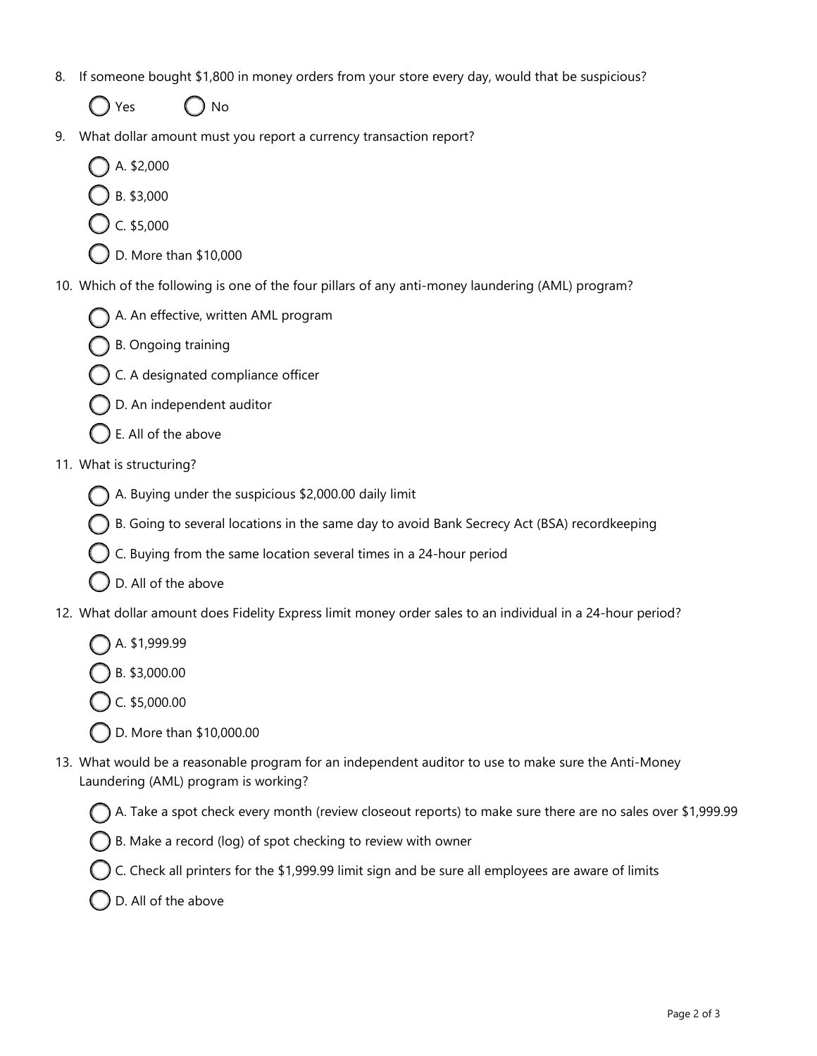8. If someone bought $1,800 in money orders from your store every day, would that be suspicious?

   - ◯ Yes
   - ◯ No

9. What dollar amount must you report a currency transaction report?

   - ◯ A. $2,000
   - ◯ B. $3,000
   - ◯ C. $5,000
   - ◯ D. More than $10,000

10. Which of the following is one of the four pillars of any anti-money laundering (AML) program?

    - ◯ A. An effective, written AML program
    - ◯ B. Ongoing training
    - ◯ C. A designated compliance officer
    - ◯ D. An independent auditor
    - ◯ E. All of the above

11. What is structuring?

    - ◯ A. Buying under the suspicious $2,000.00 daily limit
    - ◯ B. Going to several locations in the same day to avoid Bank Secrecy Act (BSA) recordkeeping
    - ◯ C. Buying from the same location several times in a 24-hour period
    - ◯ D. All of the above

12. What dollar amount does Fidelity Express limit money order sales to an individual in a 24-hour period?

    - ◯ A. $1,999.99
    - ◯ B. $3,000.00
    - ◯ C. $5,000.00
    - ◯ D. More than $10,000.00

13. What would be a reasonable program for an independent auditor to use to make sure the Anti-Money Laundering (AML) program is working?

    - ◯ A. Take a spot check every month (review closeout reports) to make sure there are no sales over $1,999.99
    - ◯ B. Make a record (log) of spot checking to review with owner
    - ◯ C. Check all printers for the $1,999.99 limit sign and be sure all employees are aware of limits
    - ◯ D. All of the above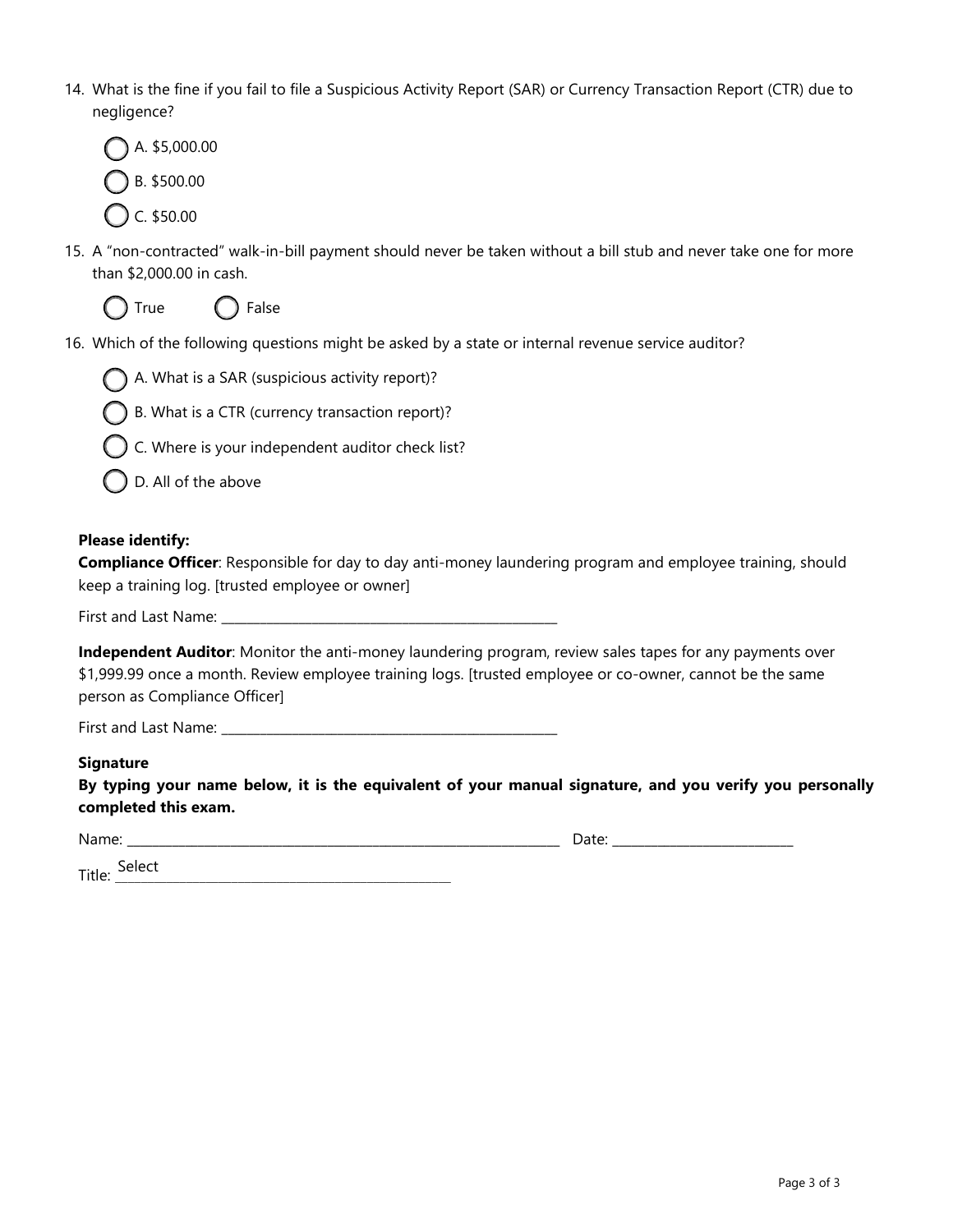14. What is the fine if you fail to file a Suspicious Activity Report (SAR) or Currency Transaction Report (CTR) due to negligence?

    - ◯ A. $5,000.00
    - ◯ B. $500.00
    - ◯ C. $50.00

15. A "non-contracted" walk-in-bill payment should never be taken without a bill stub and never take one for more than $2,000.00 in cash.

    ◯ True ◯ False

16. Which of the following questions might be asked by a state or internal revenue service auditor?

    - ◯ A. What is a SAR (suspicious activity report)?
    - ◯ B. What is a CTR (currency transaction report)?
    - ◯ C. Where is your independent auditor check list?
    - ◯ D. All of the above

**Please identify:**

**Compliance Officer**: Responsible for day to day anti-money laundering program and employee training, should keep a training log. [trusted employee or owner]

First and Last Name: ____________________________________________

**Independent Auditor**: Monitor the anti-money laundering program, review sales tapes for any payments over $1,999.99 once a month. Review employee training logs. [trusted employee or co-owner, cannot be the same person as Compliance Officer]

First and Last Name: ____________________________________________

**Signature**

**By typing your name below, it is the equivalent of your manual signature, and you verify you personally completed this exam.**

Name: ____________________________________________ Date: ______________________

Title: Select ____________________________________________